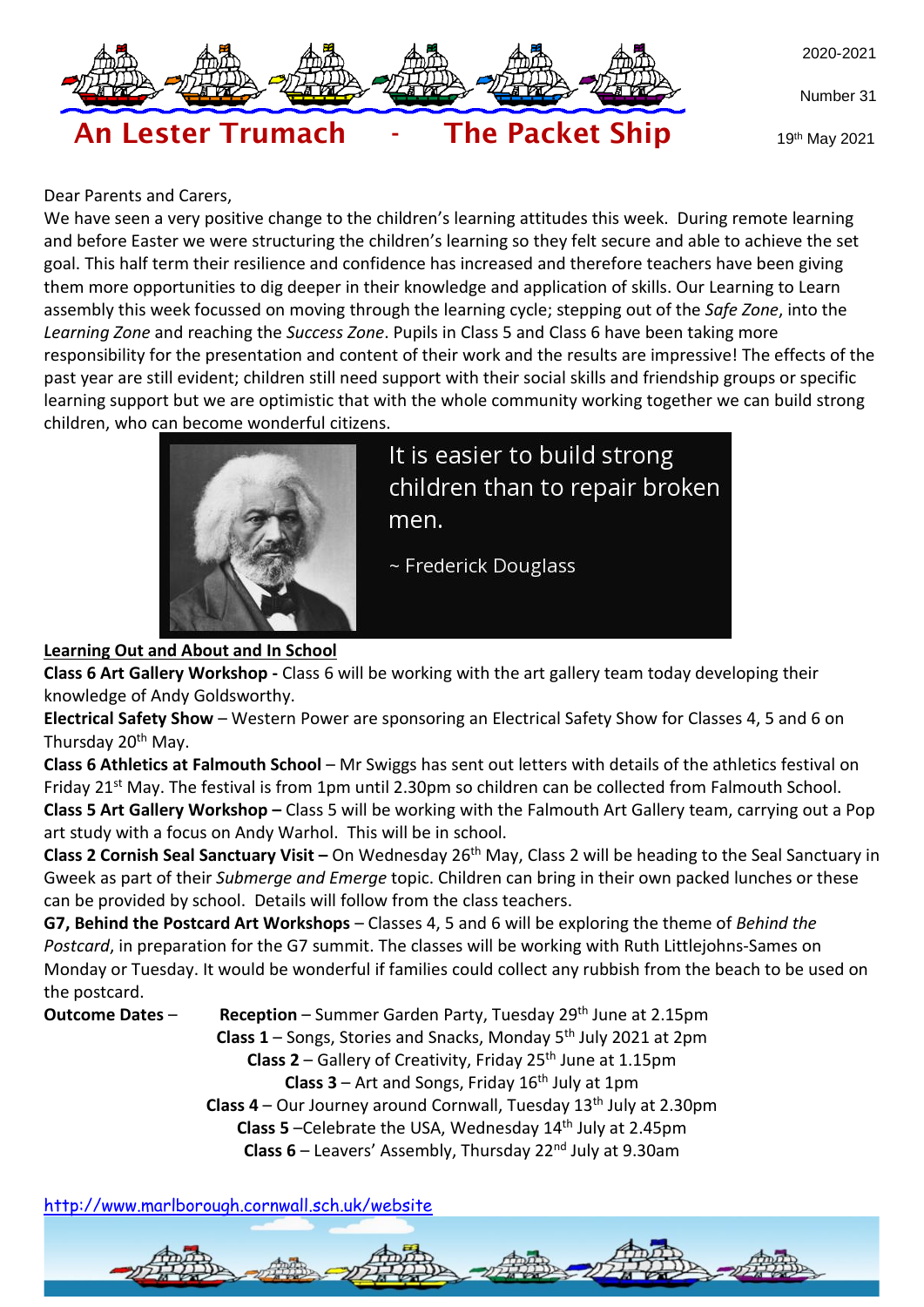# An Lester Trumach - The Packet Ship

2020-2021

Number 31

19th May 2021

Dear Parents and Carers,

We have seen a very positive change to the children's learning attitudes this week. During remote learning and before Easter we were structuring the children's learning so they felt secure and able to achieve the set goal. This half term their resilience and confidence has increased and therefore teachers have been giving them more opportunities to dig deeper in their knowledge and application of skills. Our Learning to Learn assembly this week focussed on moving through the learning cycle; stepping out of the *Safe Zone*, into the *Learning Zone* and reaching the *Success Zone*. Pupils in Class 5 and Class 6 have been taking more responsibility for the presentation and content of their work and the results are impressive! The effects of the past year are still evident; children still need support with their social skills and friendship groups or specific learning support but we are optimistic that with the whole community working together we can build strong children, who can become wonderful citizens.

> It is easier to build strong children than to repair broken men.
>
> ~ Frederick Douglass

**Learning Out and About and In School**

**Class 6 Art Gallery Workshop -** Class 6 will be working with the art gallery team today developing their knowledge of Andy Goldsworthy.

**Electrical Safety Show** – Western Power are sponsoring an Electrical Safety Show for Classes 4, 5 and 6 on Thursday 20th May.

**Class 6 Athletics at Falmouth School** – Mr Swiggs has sent out letters with details of the athletics festival on Friday 21st May. The festival is from 1pm until 2.30pm so children can be collected from Falmouth School.

**Class 5 Art Gallery Workshop –** Class 5 will be working with the Falmouth Art Gallery team, carrying out a Pop art study with a focus on Andy Warhol. This will be in school.

**Class 2 Cornish Seal Sanctuary Visit –** On Wednesday 26th May, Class 2 will be heading to the Seal Sanctuary in Gweek as part of their *Submerge and Emerge* topic. Children can bring in their own packed lunches or these can be provided by school. Details will follow from the class teachers.

**G7, Behind the Postcard Art Workshops** – Classes 4, 5 and 6 will be exploring the theme of *Behind the Postcard*, in preparation for the G7 summit. The classes will be working with Ruth Littlejohns-Sames on Monday or Tuesday. It would be wonderful if families could collect any rubbish from the beach to be used on the postcard.

**Outcome Dates** –

- **Reception** – Summer Garden Party, Tuesday 29th June at 2.15pm
- **Class 1** – Songs, Stories and Snacks, Monday 5th July 2021 at 2pm
- **Class 2** – Gallery of Creativity, Friday 25th June at 1.15pm
- **Class 3** – Art and Songs, Friday 16th July at 1pm
- **Class 4** – Our Journey around Cornwall, Tuesday 13th July at 2.30pm
- **Class 5** –Celebrate the USA, Wednesday 14th July at 2.45pm
- **Class 6** – Leavers' Assembly, Thursday 22nd July at 9.30am

http://www.marlborough.cornwall.sch.uk/website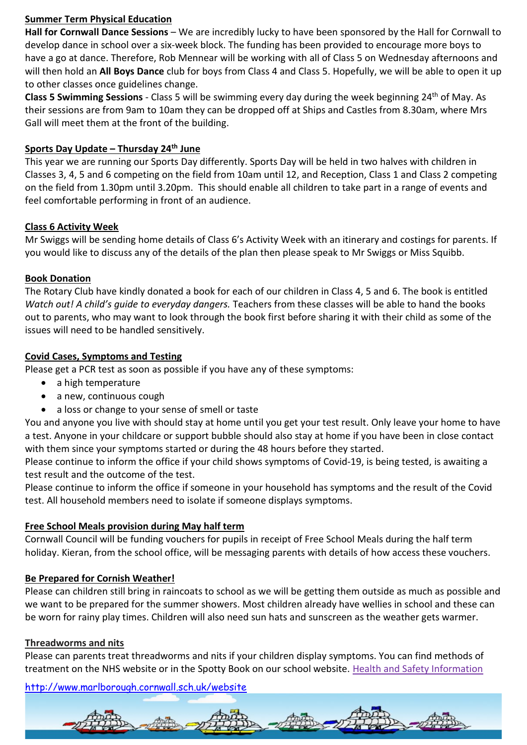## Summer Term Physical Education

**Hall for Cornwall Dance Sessions** – We are incredibly lucky to have been sponsored by the Hall for Cornwall to develop dance in school over a six-week block. The funding has been provided to encourage more boys to have a go at dance. Therefore, Rob Mennear will be working with all of Class 5 on Wednesday afternoons and will then hold an **All Boys Dance** club for boys from Class 4 and Class 5. Hopefully, we will be able to open it up to other classes once guidelines change.

**Class 5 Swimming Sessions** - Class 5 will be swimming every day during the week beginning 24th of May. As their sessions are from 9am to 10am they can be dropped off at Ships and Castles from 8.30am, where Mrs Gall will meet them at the front of the building.

## Sports Day Update – Thursday 24th June

This year we are running our Sports Day differently. Sports Day will be held in two halves with children in Classes 3, 4, 5 and 6 competing on the field from 10am until 12, and Reception, Class 1 and Class 2 competing on the field from 1.30pm until 3.20pm. This should enable all children to take part in a range of events and feel comfortable performing in front of an audience.

## Class 6 Activity Week

Mr Swiggs will be sending home details of Class 6's Activity Week with an itinerary and costings for parents. If you would like to discuss any of the details of the plan then please speak to Mr Swiggs or Miss Squibb.

## Book Donation

The Rotary Club have kindly donated a book for each of our children in Class 4, 5 and 6. The book is entitled *Watch out! A child's guide to everyday dangers.* Teachers from these classes will be able to hand the books out to parents, who may want to look through the book first before sharing it with their child as some of the issues will need to be handled sensitively.

## Covid Cases, Symptoms and Testing

Please get a PCR test as soon as possible if you have any of these symptoms:

- a high temperature
- a new, continuous cough
- a loss or change to your sense of smell or taste

You and anyone you live with should stay at home until you get your test result. Only leave your home to have a test. Anyone in your childcare or support bubble should also stay at home if you have been in close contact with them since your symptoms started or during the 48 hours before they started.

Please continue to inform the office if your child shows symptoms of Covid-19, is being tested, is awaiting a test result and the outcome of the test.

Please continue to inform the office if someone in your household has symptoms and the result of the Covid test. All household members need to isolate if someone displays symptoms.

## Free School Meals provision during May half term

Cornwall Council will be funding vouchers for pupils in receipt of Free School Meals during the half term holiday. Kieran, from the school office, will be messaging parents with details of how access these vouchers.

## Be Prepared for Cornish Weather!

Please can children still bring in raincoats to school as we will be getting them outside as much as possible and we want to be prepared for the summer showers. Most children already have wellies in school and these can be worn for rainy play times. Children will also need sun hats and sunscreen as the weather gets warmer.

## Threadworms and nits

Please can parents treat threadworms and nits if your children display symptoms. You can find methods of treatment on the NHS website or in the Spotty Book on our school website. [Health and Safety Information](http://www.marlborough.cornwall.sch.uk/website)

http://www.marlborough.cornwall.sch.uk/website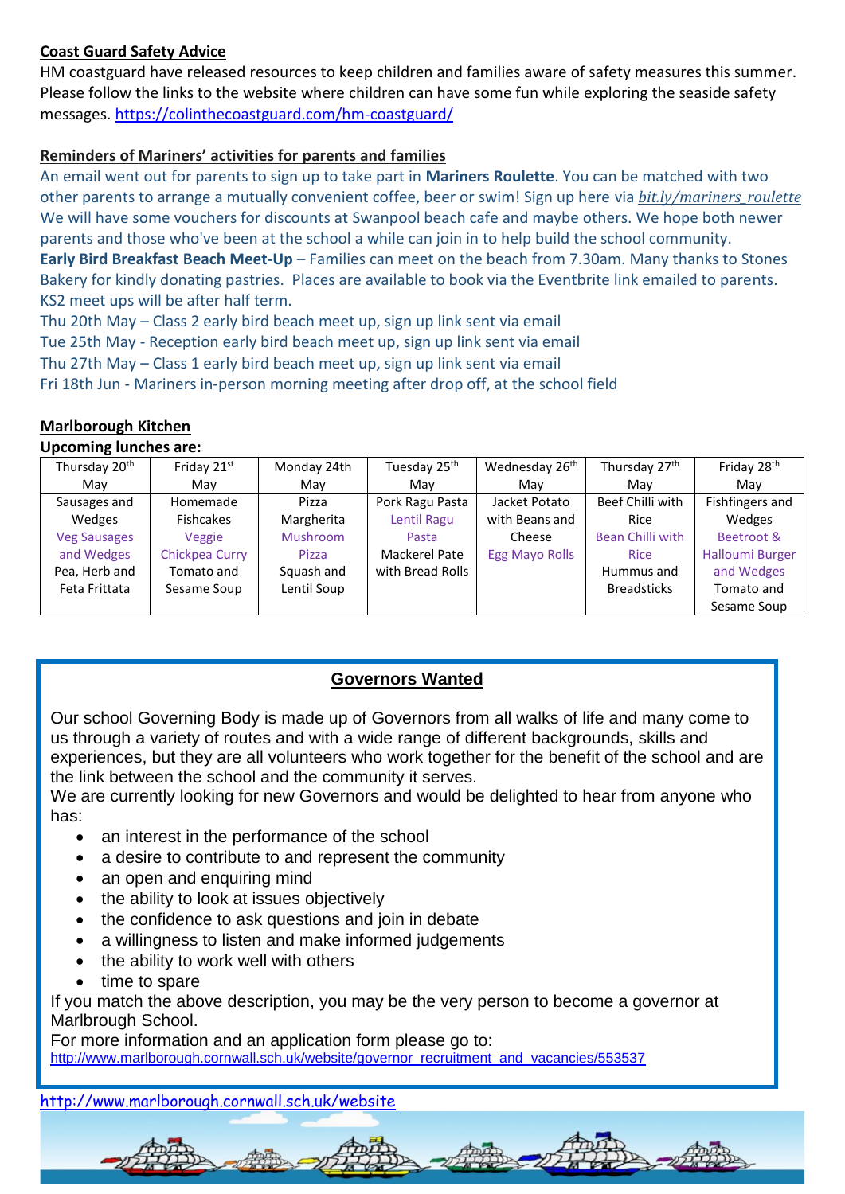**Coast Guard Safety Advice**

HM coastguard have released resources to keep children and families aware of safety measures this summer. Please follow the links to the website where children can have some fun while exploring the seaside safety messages. https://colinthecoastguard.com/hm-coastguard/

**Reminders of Mariners' activities for parents and families**

An email went out for parents to sign up to take part in **Mariners Roulette**. You can be matched with two other parents to arrange a mutually convenient coffee, beer or swim! Sign up here via *bit.ly/mariners_roulette* We will have some vouchers for discounts at Swanpool beach cafe and maybe others. We hope both newer parents and those who've been at the school a while can join in to help build the school community.

**Early Bird Breakfast Beach Meet-Up** – Families can meet on the beach from 7.30am. Many thanks to Stones Bakery for kindly donating pastries. Places are available to book via the Eventbrite link emailed to parents. KS2 meet ups will be after half term.

Thu 20th May – Class 2 early bird beach meet up, sign up link sent via email
Tue 25th May - Reception early bird beach meet up, sign up link sent via email
Thu 27th May – Class 1 early bird beach meet up, sign up link sent via email
Fri 18th Jun - Mariners in-person morning meeting after drop off, at the school field

**Marlborough Kitchen**

**Upcoming lunches are:**

| Thursday 20th May | Friday 21st May | Monday 24th May | Tuesday 25th May | Wednesday 26th May | Thursday 27th May | Friday 28th May |
|---|---|---|---|---|---|---|
| Sausages and Wedges<br>Veg Sausages and Wedges<br>Pea, Herb and Feta Frittata | Homemade Fishcakes<br>Veggie Chickpea Curry<br>Tomato and Sesame Soup | Pizza Margherita<br>Mushroom Pizza<br>Squash and Lentil Soup | Pork Ragu Pasta<br>Lentil Ragu Pasta<br>Mackerel Pate with Bread Rolls | Jacket Potato with Beans and Cheese<br>Egg Mayo Rolls | Beef Chilli with Rice<br>Bean Chilli with Rice<br>Hummus and Breadsticks | Fishfingers and Wedges<br>Beetroot & Halloumi Burger and Wedges<br>Tomato and Sesame Soup |

## Governors Wanted

Our school Governing Body is made up of Governors from all walks of life and many come to us through a variety of routes and with a wide range of different backgrounds, skills and experiences, but they are all volunteers who work together for the benefit of the school and are the link between the school and the community it serves.

We are currently looking for new Governors and would be delighted to hear from anyone who has:

- an interest in the performance of the school
- a desire to contribute to and represent the community
- an open and enquiring mind
- the ability to look at issues objectively
- the confidence to ask questions and join in debate
- a willingness to listen and make informed judgements
- the ability to work well with others
- time to spare

If you match the above description, you may be the very person to become a governor at Marlbrough School.

For more information and an application form please go to:
http://www.marlborough.cornwall.sch.uk/website/governor_recruitment_and_vacancies/553537

http://www.marlborough.cornwall.sch.uk/website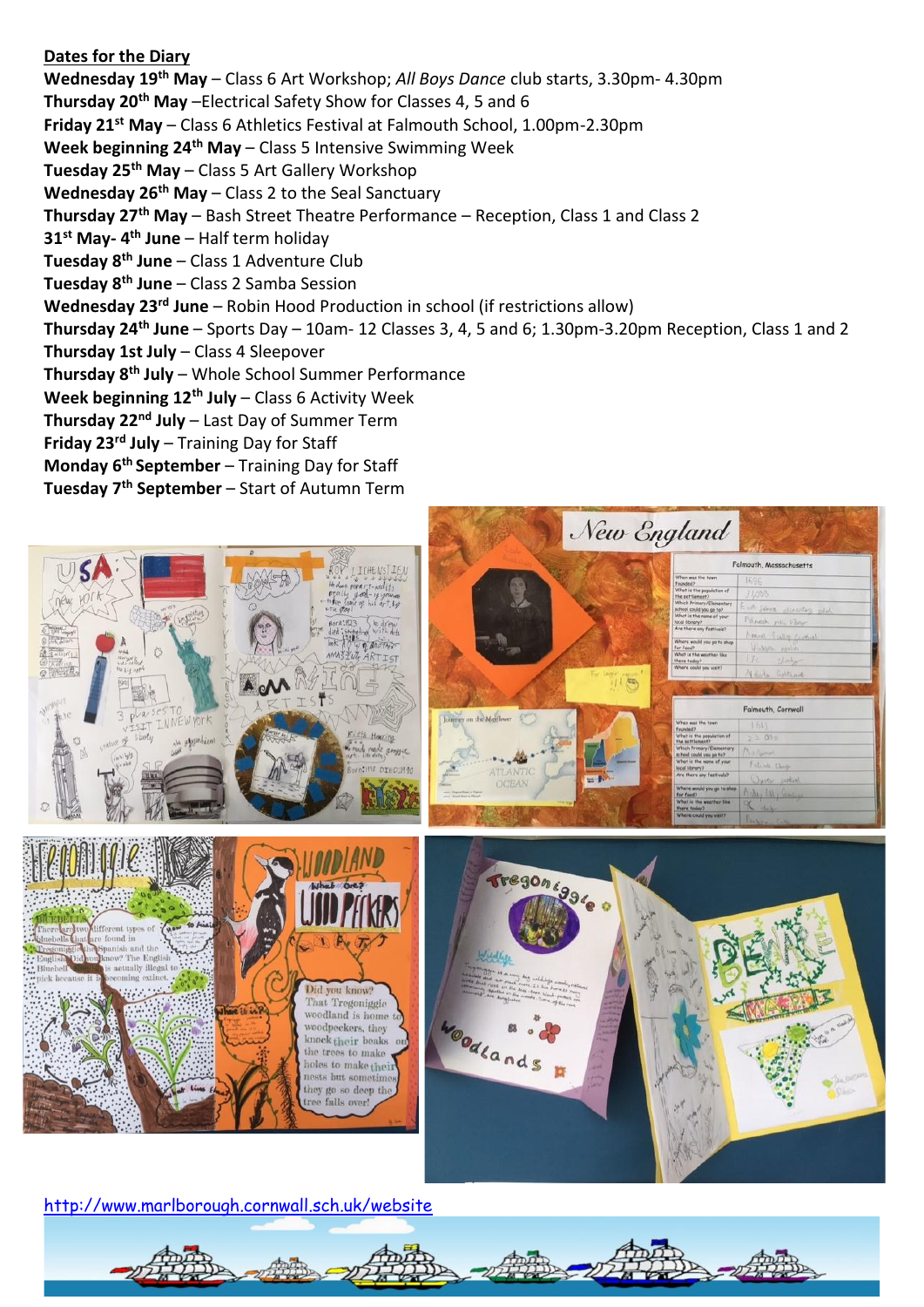## Dates for the Diary

**Wednesday 19th May** – Class 6 Art Workshop; *All Boys Dance* club starts, 3.30pm- 4.30pm
**Thursday 20th May** –Electrical Safety Show for Classes 4, 5 and 6
**Friday 21st May** – Class 6 Athletics Festival at Falmouth School, 1.00pm-2.30pm
**Week beginning 24th May** – Class 5 Intensive Swimming Week
**Tuesday 25th May** – Class 5 Art Gallery Workshop
**Wednesday 26th May** – Class 2 to the Seal Sanctuary
**Thursday 27th May** – Bash Street Theatre Performance – Reception, Class 1 and Class 2
**31st May- 4th June** – Half term holiday
**Tuesday 8th June** – Class 1 Adventure Club
**Tuesday 8th June** – Class 2 Samba Session
**Wednesday 23rd June** – Robin Hood Production in school (if restrictions allow)
**Thursday 24th June** – Sports Day – 10am- 12 Classes 3, 4, 5 and 6; 1.30pm-3.20pm Reception, Class 1 and 2
**Thursday 1st July** – Class 4 Sleepover
**Thursday 8th July** – Whole School Summer Performance
**Week beginning 12th July** – Class 6 Activity Week
**Thursday 22nd July** – Last Day of Summer Term
**Friday 23rd July** – Training Day for Staff
**Monday 6th September** – Training Day for Staff
**Tuesday 7th September** – Start of Autumn Term

http://www.marlborough.cornwall.sch.uk/website